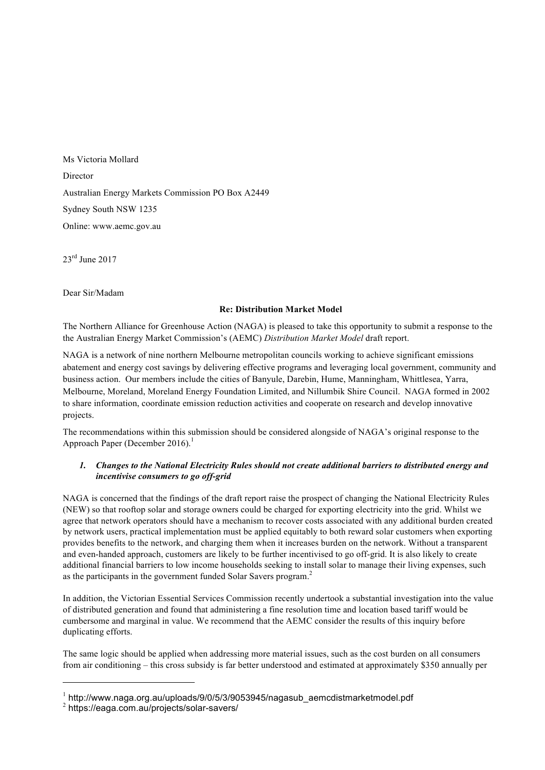Ms Victoria Mollard

Director

Australian Energy Markets Commission PO Box A2449

Sydney South NSW 1235

Online: www.aemc.gov.au

23rd June 2017

Dear Sir/Madam

**Re: Distribution Market Model**

The Northern Alliance for Greenhouse Action (NAGA) is pleased to take this opportunity to submit a response to the the Australian Energy Market Commission's (AEMC) *Distribution Market Model* draft report.

NAGA is a network of nine northern Melbourne metropolitan councils working to achieve significant emissions abatement and energy cost savings by delivering effective programs and leveraging local government, community and business action. Our members include the cities of Banyule, Darebin, Hume, Manningham, Whittlesea, Yarra, Melbourne, Moreland, Moreland Energy Foundation Limited, and Nillumbik Shire Council. NAGA formed in 2002 to share information, coordinate emission reduction activities and cooperate on research and develop innovative projects.

The recommendations within this submission should be considered alongside of NAGA's original response to the Approach Paper (December 2016).[1]

***1. Changes to the National Electricity Rules should not create additional barriers to distributed energy and incentivise consumers to go off-grid***

NAGA is concerned that the findings of the draft report raise the prospect of changing the National Electricity Rules (NEW) so that rooftop solar and storage owners could be charged for exporting electricity into the grid. Whilst we agree that network operators should have a mechanism to recover costs associated with any additional burden created by network users, practical implementation must be applied equitably to both reward solar customers when exporting provides benefits to the network, and charging them when it increases burden on the network. Without a transparent and even-handed approach, customers are likely to be further incentivised to go off-grid. It is also likely to create additional financial barriers to low income households seeking to install solar to manage their living expenses, such as the participants in the government funded Solar Savers program.[2]

In addition, the Victorian Essential Services Commission recently undertook a substantial investigation into the value of distributed generation and found that administering a fine resolution time and location based tariff would be cumbersome and marginal in value. We recommend that the AEMC consider the results of this inquiry before duplicating efforts.

The same logic should be applied when addressing more material issues, such as the cost burden on all consumers from air conditioning – this cross subsidy is far better understood and estimated at approximately $350 annually per

---

[1] http://www.naga.org.au/uploads/9/0/5/3/9053945/nagasub_aemcdistmarketmodel.pdf

[2] https://eaga.com.au/projects/solar-savers/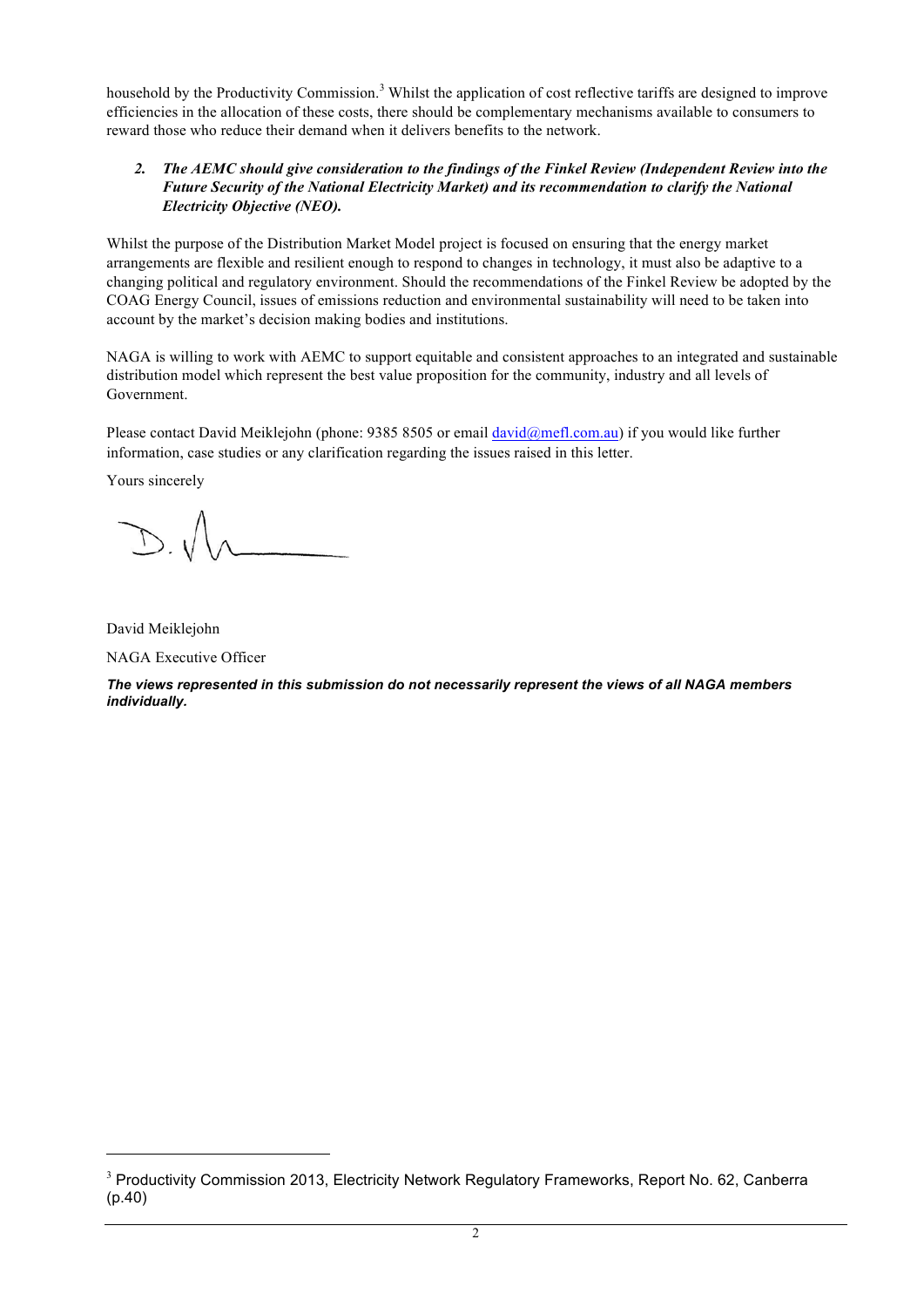household by the Productivity Commission.[3] Whilst the application of cost reflective tariffs are designed to improve efficiencies in the allocation of these costs, there should be complementary mechanisms available to consumers to reward those who reduce their demand when it delivers benefits to the network.

2. ***The AEMC should give consideration to the findings of the Finkel Review (Independent Review into the Future Security of the National Electricity Market) and its recommendation to clarify the National Electricity Objective (NEO).***

Whilst the purpose of the Distribution Market Model project is focused on ensuring that the energy market arrangements are flexible and resilient enough to respond to changes in technology, it must also be adaptive to a changing political and regulatory environment. Should the recommendations of the Finkel Review be adopted by the COAG Energy Council, issues of emissions reduction and environmental sustainability will need to be taken into account by the market's decision making bodies and institutions.

NAGA is willing to work with AEMC to support equitable and consistent approaches to an integrated and sustainable distribution model which represent the best value proposition for the community, industry and all levels of Government.

Please contact David Meiklejohn (phone: 9385 8505 or email david@mefl.com.au) if you would like further information, case studies or any clarification regarding the issues raised in this letter.

Yours sincerely

David Meiklejohn

NAGA Executive Officer

***The views represented in this submission do not necessarily represent the views of all NAGA members individually.***

---

[3] Productivity Commission 2013, Electricity Network Regulatory Frameworks, Report No. 62, Canberra (p.40)